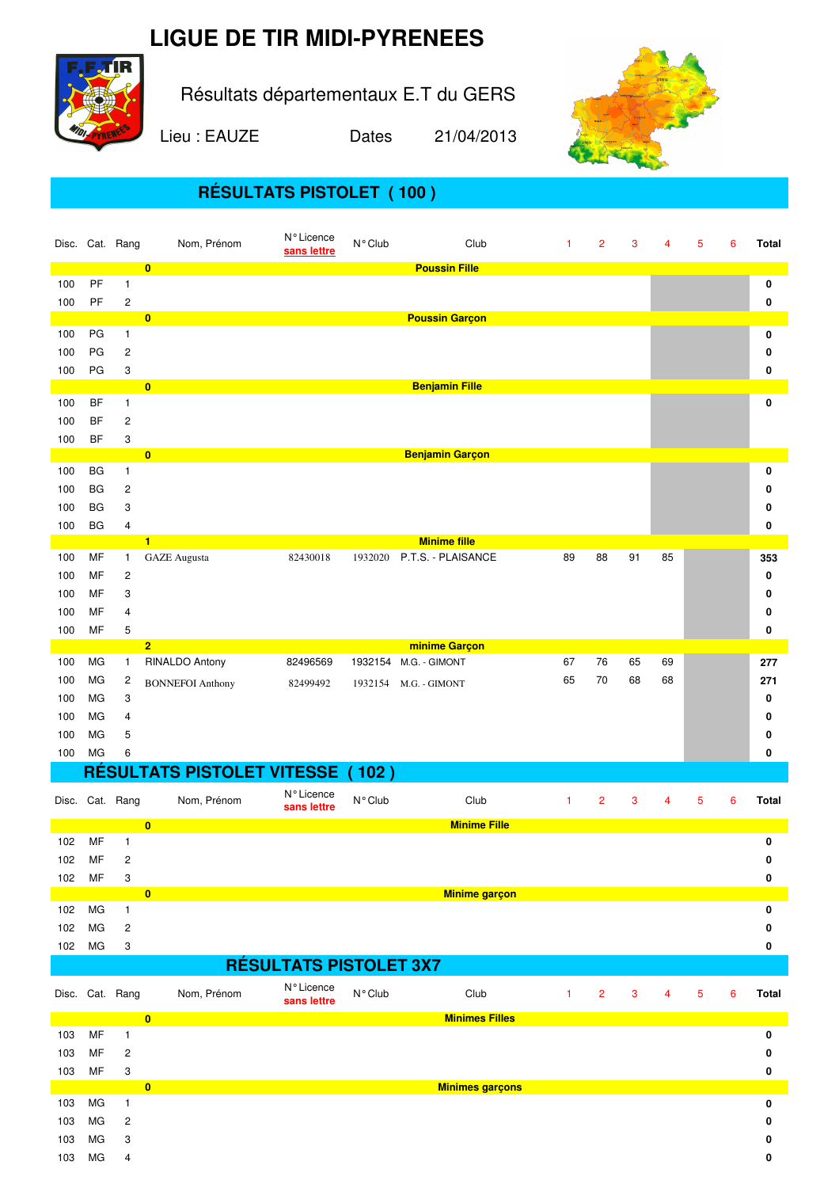# LIGUE DE TIR MIDI-PYRENEES

Résultats départementaux E.T du GERS

Lieu : EAUZE Dates 21/04/2013

## RÉSULTATS PISTOLET ( 100 )

| Disc. | Cat. | Rang | Nom, Prénom | N° Licence sans lettre | N° Club | Club | 1 | 2 | 3 | 4 | 5 | 6 | Total |
|---|---|---|---|---|---|---|---|---|---|---|---|---|---|
| | | | 0 | | | Poussin Fille | | | | | | | |
| 100 | PF | 1 | | | | | | | | | | | 0 |
| 100 | PF | 2 | | | | | | | | | | | 0 |
| | | | 0 | | | Poussin Garçon | | | | | | | |
| 100 | PG | 1 | | | | | | | | | | | 0 |
| 100 | PG | 2 | | | | | | | | | | | 0 |
| 100 | PG | 3 | | | | | | | | | | | 0 |
| | | | 0 | | | Benjamin Fille | | | | | | | |
| 100 | BF | 1 | | | | | | | | | | | 0 |
| 100 | BF | 2 | | | | | | | | | | | |
| 100 | BF | 3 | | | | | | | | | | | |
| | | | 0 | | | Benjamin Garçon | | | | | | | |
| 100 | BG | 1 | | | | | | | | | | | 0 |
| 100 | BG | 2 | | | | | | | | | | | 0 |
| 100 | BG | 3 | | | | | | | | | | | 0 |
| 100 | BG | 4 | | | | | | | | | | | 0 |
| | | | 1 | | | Minime fille | | | | | | | |
| 100 | MF | 1 | GAZE Augusta | 82430018 | 1932020 | P.T.S. - PLAISANCE | 89 | 88 | 91 | 85 | | | 353 |
| 100 | MF | 2 | | | | | | | | | | | 0 |
| 100 | MF | 3 | | | | | | | | | | | 0 |
| 100 | MF | 4 | | | | | | | | | | | 0 |
| 100 | MF | 5 | | | | | | | | | | | 0 |
| | | | 2 | | | minime Garçon | | | | | | | |
| 100 | MG | 1 | RINALDO Antony | 82496569 | 1932154 | M.G. - GIMONT | 67 | 76 | 65 | 69 | | | 277 |
| 100 | MG | 2 | BONNEFOI Anthony | 82499492 | 1932154 | M.G. - GIMONT | 65 | 70 | 68 | 68 | | | 271 |
| 100 | MG | 3 | | | | | | | | | | | 0 |
| 100 | MG | 4 | | | | | | | | | | | 0 |
| 100 | MG | 5 | | | | | | | | | | | 0 |
| 100 | MG | 6 | | | | | | | | | | | 0 |

## RÉSULTATS PISTOLET VITESSE ( 102 )

| Disc. | Cat. | Rang | Nom, Prénom | N° Licence sans lettre | N° Club | Club | 1 | 2 | 3 | 4 | 5 | 6 | Total |
|---|---|---|---|---|---|---|---|---|---|---|---|---|---|
| | | | 0 | | | Minime Fille | | | | | | | |
| 102 | MF | 1 | | | | | | | | | | | 0 |
| 102 | MF | 2 | | | | | | | | | | | 0 |
| 102 | MF | 3 | | | | | | | | | | | 0 |
| | | | 0 | | | Minime garçon | | | | | | | |
| 102 | MG | 1 | | | | | | | | | | | 0 |
| 102 | MG | 2 | | | | | | | | | | | 0 |
| 102 | MG | 3 | | | | | | | | | | | 0 |

## RÉSULTATS PISTOLET 3X7

| Disc. | Cat. | Rang | Nom, Prénom | N° Licence sans lettre | N° Club | Club | 1 | 2 | 3 | 4 | 5 | 6 | Total |
|---|---|---|---|---|---|---|---|---|---|---|---|---|---|
| | | | 0 | | | Minimes Filles | | | | | | | |
| 103 | MF | 1 | | | | | | | | | | | 0 |
| 103 | MF | 2 | | | | | | | | | | | 0 |
| 103 | MF | 3 | | | | | | | | | | | 0 |
| | | | 0 | | | Minimes garçons | | | | | | | |
| 103 | MG | 1 | | | | | | | | | | | 0 |
| 103 | MG | 2 | | | | | | | | | | | 0 |
| 103 | MG | 3 | | | | | | | | | | | 0 |
| 103 | MG | 4 | | | | | | | | | | | 0 |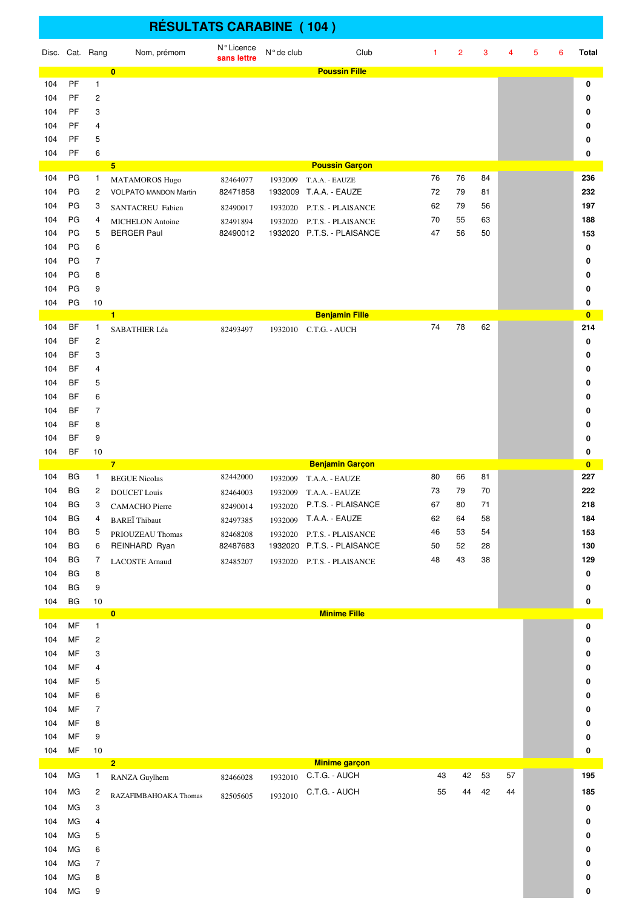# RÉSULTATS CARABINE ( 104 )

| Disc. | Cat. | Rang | Nom, prémom | N° Licence sans lettre | N° de club | Club | 1 | 2 | 3 | 4 | 5 | 6 | Total |
|---|---|---|---|---|---|---|---|---|---|---|---|---|---|
| | | | **0** | | | **Poussin Fille** | | | | | | | |
| 104 | PF | 1 | | | | | | | | | | | **0** |
| 104 | PF | 2 | | | | | | | | | | | **0** |
| 104 | PF | 3 | | | | | | | | | | | **0** |
| 104 | PF | 4 | | | | | | | | | | | **0** |
| 104 | PF | 5 | | | | | | | | | | | **0** |
| 104 | PF | 6 | | | | | | | | | | | **0** |
| | | | **5** | | | **Poussin Garçon** | | | | | | | |
| 104 | PG | 1 | MATAMOROS Hugo | 82464077 | 1932009 | T.A.A. - EAUZE | 76 | 76 | 84 | | | | **236** |
| 104 | PG | 2 | VOLPATO MANDON Martin | 82471858 | 1932009 | T.A.A. - EAUZE | 72 | 79 | 81 | | | | **232** |
| 104 | PG | 3 | SANTACREU Fabien | 82490017 | 1932020 | P.T.S. - PLAISANCE | 62 | 79 | 56 | | | | **197** |
| 104 | PG | 4 | MICHELON Antoine | 82491894 | 1932020 | P.T.S. - PLAISANCE | 70 | 55 | 63 | | | | **188** |
| 104 | PG | 5 | BERGER Paul | 82490012 | 1932020 | P.T.S. - PLAISANCE | 47 | 56 | 50 | | | | **153** |
| 104 | PG | 6 | | | | | | | | | | | **0** |
| 104 | PG | 7 | | | | | | | | | | | **0** |
| 104 | PG | 8 | | | | | | | | | | | **0** |
| 104 | PG | 9 | | | | | | | | | | | **0** |
| 104 | PG | 10 | | | | | | | | | | | **0** |
| | | | **1** | | | **Benjamin Fille** | | | | | | | **0** |
| 104 | BF | 1 | SABATHIER Léa | 82493497 | 1932010 | C.T.G. - AUCH | 74 | 78 | 62 | | | | **214** |
| 104 | BF | 2 | | | | | | | | | | | **0** |
| 104 | BF | 3 | | | | | | | | | | | **0** |
| 104 | BF | 4 | | | | | | | | | | | **0** |
| 104 | BF | 5 | | | | | | | | | | | **0** |
| 104 | BF | 6 | | | | | | | | | | | **0** |
| 104 | BF | 7 | | | | | | | | | | | **0** |
| 104 | BF | 8 | | | | | | | | | | | **0** |
| 104 | BF | 9 | | | | | | | | | | | **0** |
| 104 | BF | 10 | | | | | | | | | | | **0** |
| | | | **7** | | | **Benjamin Garçon** | | | | | | | **0** |
| 104 | BG | 1 | BEGUE Nicolas | 82442000 | 1932009 | T.A.A. - EAUZE | 80 | 66 | 81 | | | | **227** |
| 104 | BG | 2 | DOUCET Louis | 82464003 | 1932009 | T.A.A. - EAUZE | 73 | 79 | 70 | | | | **222** |
| 104 | BG | 3 | CAMACHO Pierre | 82490014 | 1932020 | P.T.S. - PLAISANCE | 67 | 80 | 71 | | | | **218** |
| 104 | BG | 4 | BAREÏ Thibaut | 82497385 | 1932009 | T.A.A. - EAUZE | 62 | 64 | 58 | | | | **184** |
| 104 | BG | 5 | PRIOUZEAU Thomas | 82468208 | 1932020 | P.T.S. - PLAISANCE | 46 | 53 | 54 | | | | **153** |
| 104 | BG | 6 | REINHARD Ryan | 82487683 | 1932020 | P.T.S. - PLAISANCE | 50 | 52 | 28 | | | | **130** |
| 104 | BG | 7 | LACOSTE Arnaud | 82485207 | 1932020 | P.T.S. - PLAISANCE | 48 | 43 | 38 | | | | **129** |
| 104 | BG | 8 | | | | | | | | | | | **0** |
| 104 | BG | 9 | | | | | | | | | | | **0** |
| 104 | BG | 10 | | | | | | | | | | | **0** |
| | | | **0** | | | **Minime Fille** | | | | | | | |
| 104 | MF | 1 | | | | | | | | | | | **0** |
| 104 | MF | 2 | | | | | | | | | | | **0** |
| 104 | MF | 3 | | | | | | | | | | | **0** |
| 104 | MF | 4 | | | | | | | | | | | **0** |
| 104 | MF | 5 | | | | | | | | | | | **0** |
| 104 | MF | 6 | | | | | | | | | | | **0** |
| 104 | MF | 7 | | | | | | | | | | | **0** |
| 104 | MF | 8 | | | | | | | | | | | **0** |
| 104 | MF | 9 | | | | | | | | | | | **0** |
| 104 | MF | 10 | | | | | | | | | | | **0** |
| | | | **2** | | | **Minime garçon** | | | | | | | |
| 104 | MG | 1 | RANZA Guylhem | 82466028 | 1932010 | C.T.G. - AUCH | 43 | 42 | 53 | 57 | | | **195** |
| 104 | MG | 2 | RAZAFIMBAHOAKA Thomas | 82505605 | 1932010 | C.T.G. - AUCH | 55 | 44 | 42 | 44 | | | **185** |
| 104 | MG | 3 | | | | | | | | | | | **0** |
| 104 | MG | 4 | | | | | | | | | | | **0** |
| 104 | MG | 5 | | | | | | | | | | | **0** |
| 104 | MG | 6 | | | | | | | | | | | **0** |
| 104 | MG | 7 | | | | | | | | | | | **0** |
| 104 | MG | 8 | | | | | | | | | | | **0** |
| 104 | MG | 9 | | | | | | | | | | | **0** |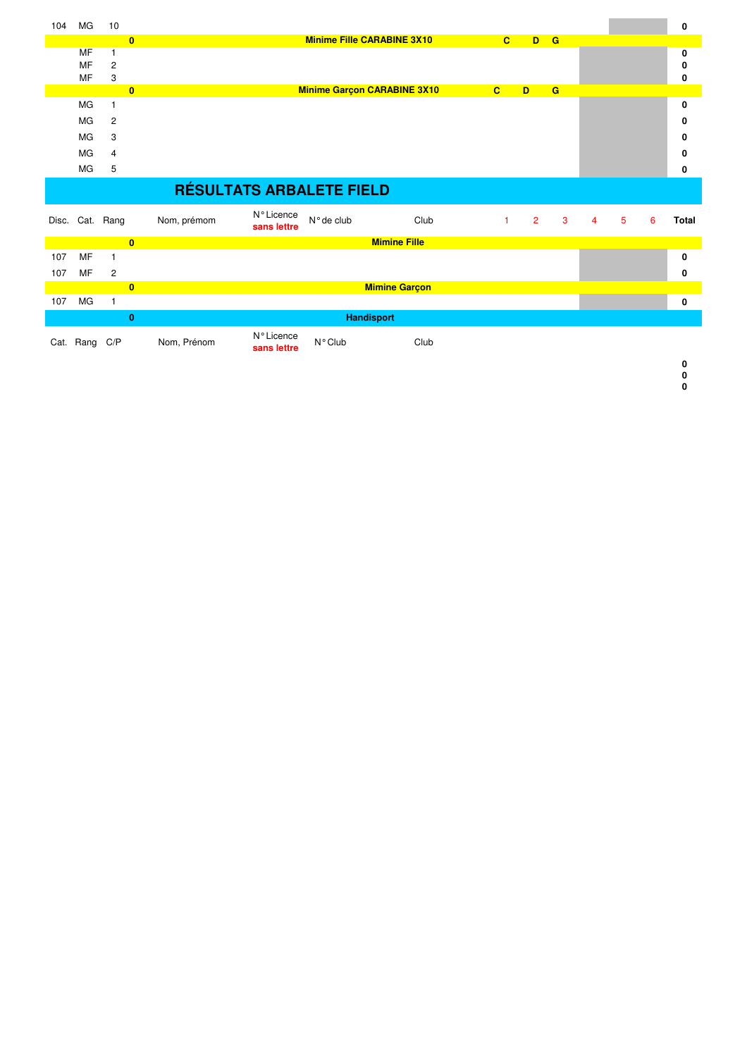| | | | | | | | | | | | | | | |
|---|---|---|---|---|---|---|---|---|---|---|---|---|---|---|
| 104 | MG | 10 | | | | | | | | | | | | 0 |
| | | 0 | | | | Minime Fille CARABINE 3X10 | | C | D | G | | | | |
| | MF | 1 | | | | | | | | | | | | 0 |
| | MF | 2 | | | | | | | | | | | | 0 |
| | MF | 3 | | | | | | | | | | | | 0 |
| | | 0 | | | | Minime Garçon CARABINE 3X10 | | C | D | G | | | | |
| | MG | 1 | | | | | | | | | | | | 0 |
| | MG | 2 | | | | | | | | | | | | 0 |
| | MG | 3 | | | | | | | | | | | | 0 |
| | MG | 4 | | | | | | | | | | | | 0 |
| | MG | 5 | | | | | | | | | | | | 0 |

## RÉSULTATS ARBALETE FIELD

| Disc. | Cat. | Rang | Nom, prémom | N° Licence **sans lettre** | N° de club | Club | 1 | 2 | 3 | 4 | 5 | 6 | Total |
|---|---|---|---|---|---|---|---|---|---|---|---|---|---|
| | | 0 | | | Mimine Fille | | | | | | | | |
| 107 | MF | 1 | | | | | | | | | | | 0 |
| 107 | MF | 2 | | | | | | | | | | | 0 |
| | | 0 | | | Mimine Garçon | | | | | | | | |
| 107 | MG | 1 | | | | | | | | | | | 0 |

**0** **Handisport**

| Cat. | Rang | C/P | Nom, Prénom | N° Licence **sans lettre** | N° Club | Club | Total |
|---|---|---|---|---|---|---|---|
| | | | | | | | 0 |
| | | | | | | | 0 |
| | | | | | | | 0 |